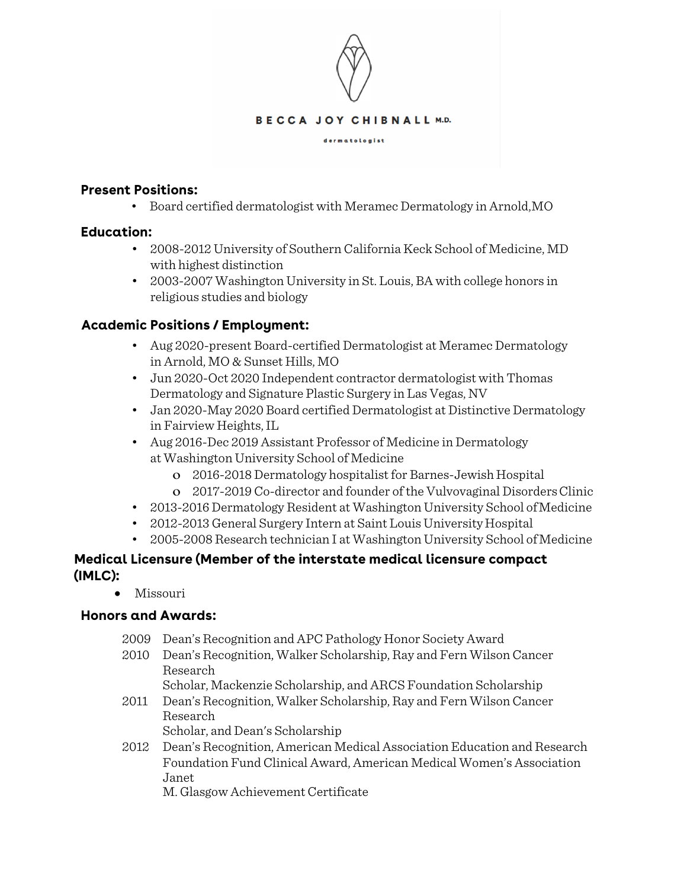# BECCA JOY CHIBNALL M.D.

dermatologist

## Present Positions:

- Board certified dermatologist with Meramec Dermatology in Arnold,MO

## Education:

- 2008-2012 University of Southern California Keck School of Medicine, MD with highest distinction
- 2003-2007 Washington University in St. Louis, BA with college honors in religious studies and biology

## Academic Positions / Employment:

- Aug 2020-present Board-certified Dermatologist at Meramec Dermatology in Arnold, MO & Sunset Hills, MO
- Jun 2020-Oct 2020 Independent contractor dermatologist with Thomas Dermatology and Signature Plastic Surgery in Las Vegas, NV
- Jan 2020-May 2020 Board certified Dermatologist at Distinctive Dermatology in Fairview Heights, IL
- Aug 2016-Dec 2019 Assistant Professor of Medicine in Dermatology at Washington University School of Medicine
  - 2016-2018 Dermatology hospitalist for Barnes-Jewish Hospital
  - 2017-2019 Co-director and founder of the Vulvovaginal Disorders Clinic
- 2013-2016 Dermatology Resident at Washington University School of Medicine
- 2012-2013 General Surgery Intern at Saint Louis University Hospital
- 2005-2008 Research technician I at Washington University School of Medicine

## Medical Licensure (Member of the interstate medical licensure compact (IMLC):

- Missouri

## Honors and Awards:

2009 Dean's Recognition and APC Pathology Honor Society Award

2010 Dean's Recognition, Walker Scholarship, Ray and Fern Wilson Cancer Research Scholar, Mackenzie Scholarship, and ARCS Foundation Scholarship

2011 Dean's Recognition, Walker Scholarship, Ray and Fern Wilson Cancer Research Scholar, and Dean's Scholarship

2012 Dean's Recognition, American Medical Association Education and Research Foundation Fund Clinical Award, American Medical Women's Association Janet M. Glasgow Achievement Certificate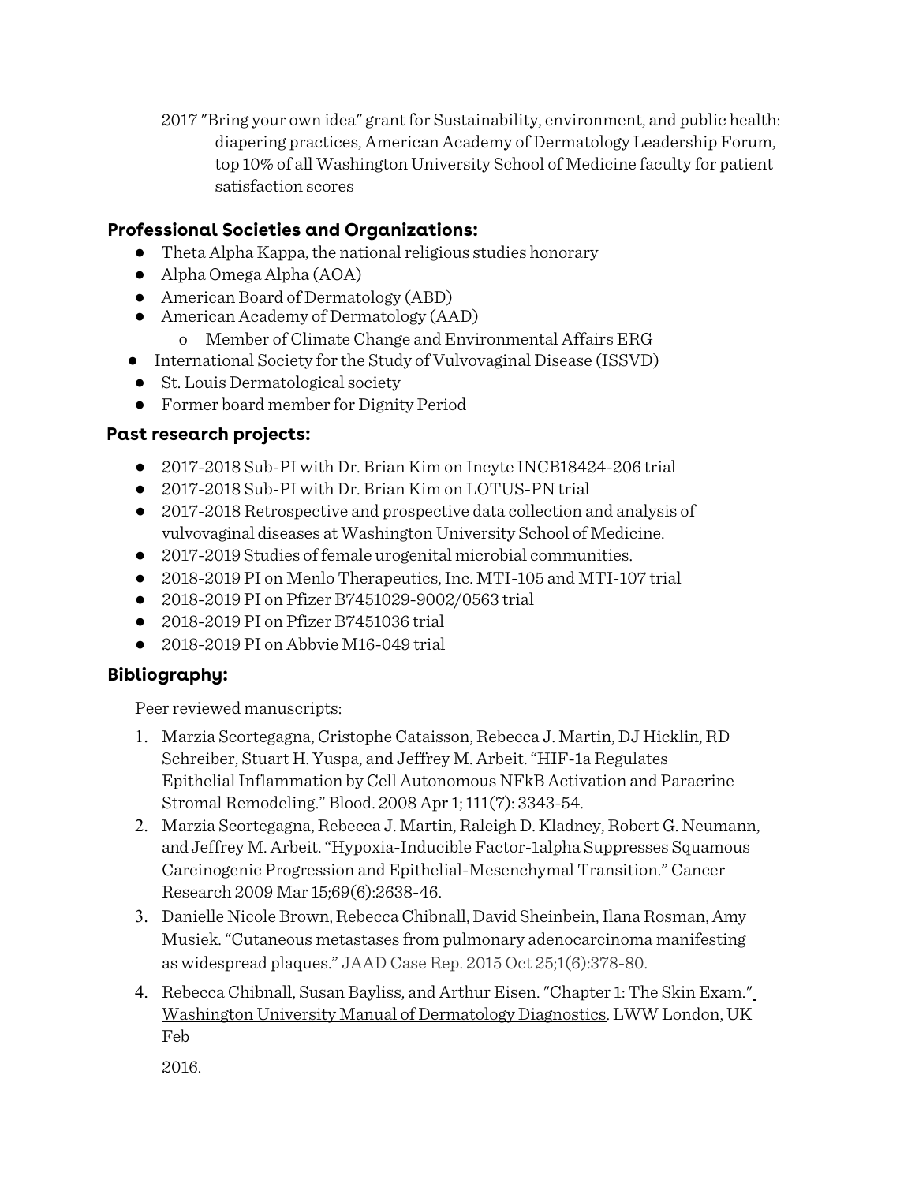2017 "Bring your own idea" grant for Sustainability, environment, and public health: diapering practices, American Academy of Dermatology Leadership Forum, top 10% of all Washington University School of Medicine faculty for patient satisfaction scores

## Professional Societies and Organizations:

- Theta Alpha Kappa, the national religious studies honorary
- Alpha Omega Alpha (AOA)
- American Board of Dermatology (ABD)
- American Academy of Dermatology (AAD)
  - Member of Climate Change and Environmental Affairs ERG
- International Society for the Study of Vulvovaginal Disease (ISSVD)
- St. Louis Dermatological society
- Former board member for Dignity Period

## Past research projects:

- 2017-2018 Sub-PI with Dr. Brian Kim on Incyte INCB18424-206 trial
- 2017-2018 Sub-PI with Dr. Brian Kim on LOTUS-PN trial
- 2017-2018 Retrospective and prospective data collection and analysis of vulvovaginal diseases at Washington University School of Medicine.
- 2017-2019 Studies of female urogenital microbial communities.
- 2018-2019 PI on Menlo Therapeutics, Inc. MTI-105 and MTI-107 trial
- 2018-2019 PI on Pfizer B7451029-9002/0563 trial
- 2018-2019 PI on Pfizer B7451036 trial
- 2018-2019 PI on Abbvie M16-049 trial

## Bibliography:

Peer reviewed manuscripts:

1. Marzia Scortegagna, Cristophe Cataisson, Rebecca J. Martin, DJ Hicklin, RD Schreiber, Stuart H. Yuspa, and Jeffrey M. Arbeit. "HIF-1a Regulates Epithelial Inflammation by Cell Autonomous NFkB Activation and Paracrine Stromal Remodeling." Blood. 2008 Apr 1; 111(7): 3343-54.
2. Marzia Scortegagna, Rebecca J. Martin, Raleigh D. Kladney, Robert G. Neumann, and Jeffrey M. Arbeit. "Hypoxia-Inducible Factor-1alpha Suppresses Squamous Carcinogenic Progression and Epithelial-Mesenchymal Transition." Cancer Research 2009 Mar 15;69(6):2638-46.
3. Danielle Nicole Brown, Rebecca Chibnall, David Sheinbein, Ilana Rosman, Amy Musiek. "Cutaneous metastases from pulmonary adenocarcinoma manifesting as widespread plaques." JAAD Case Rep. 2015 Oct 25;1(6):378-80.
4. Rebecca Chibnall, Susan Bayliss, and Arthur Eisen. "Chapter 1: The Skin Exam." Washington University Manual of Dermatology Diagnostics. LWW London, UK Feb

   2016.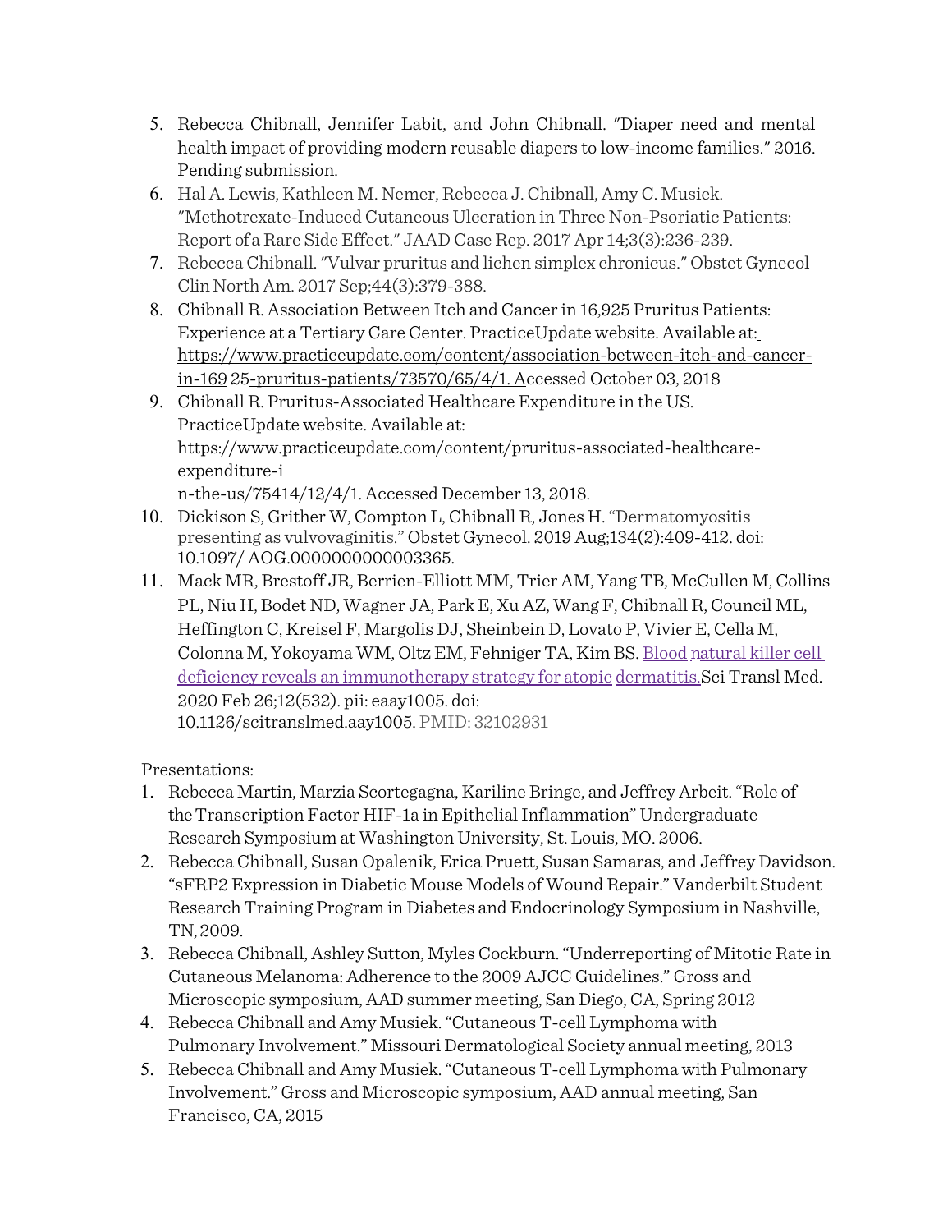5. Rebecca Chibnall, Jennifer Labit, and John Chibnall. "Diaper need and mental health impact of providing modern reusable diapers to low-income families." 2016. Pending submission.
6. Hal A. Lewis, Kathleen M. Nemer, Rebecca J. Chibnall, Amy C. Musiek. "Methotrexate-Induced Cutaneous Ulceration in Three Non-Psoriatic Patients: Report of a Rare Side Effect." JAAD Case Rep. 2017 Apr 14;3(3):236-239.
7. Rebecca Chibnall. "Vulvar pruritus and lichen simplex chronicus." Obstet Gynecol Clin North Am. 2017 Sep;44(3):379-388.
8. Chibnall R. Association Between Itch and Cancer in 16,925 Pruritus Patients: Experience at a Tertiary Care Center. PracticeUpdate website. Available at: https://www.practiceupdate.com/content/association-between-itch-and-cancer-in-169 25-pruritus-patients/73570/65/4/1. Accessed October 03, 2018
9. Chibnall R. Pruritus-Associated Healthcare Expenditure in the US. PracticeUpdate website. Available at: https://www.practiceupdate.com/content/pruritus-associated-healthcare-expenditure-i n-the-us/75414/12/4/1. Accessed December 13, 2018.
10. Dickison S, Grither W, Compton L, Chibnall R, Jones H. "Dermatomyositis presenting as vulvovaginitis." Obstet Gynecol. 2019 Aug;134(2):409-412. doi: 10.1097/ AOG.0000000000003365.
11. Mack MR, Brestoff JR, Berrien-Elliott MM, Trier AM, Yang TB, McCullen M, Collins PL, Niu H, Bodet ND, Wagner JA, Park E, Xu AZ, Wang F, Chibnall R, Council ML, Heffington C, Kreisel F, Margolis DJ, Sheinbein D, Lovato P, Vivier E, Cella M, Colonna M, Yokoyama WM, Oltz EM, Fehniger TA, Kim BS. Blood natural killer cell deficiency reveals an immunotherapy strategy for atopic dermatitis. Sci Transl Med. 2020 Feb 26;12(532). pii: eaay1005. doi: 10.1126/scitranslmed.aay1005. PMID: 32102931

Presentations:

1. Rebecca Martin, Marzia Scortegagna, Kariline Bringe, and Jeffrey Arbeit. "Role of the Transcription Factor HIF-1a in Epithelial Inflammation" Undergraduate Research Symposium at Washington University, St. Louis, MO. 2006.
2. Rebecca Chibnall, Susan Opalenik, Erica Pruett, Susan Samaras, and Jeffrey Davidson. "sFRP2 Expression in Diabetic Mouse Models of Wound Repair." Vanderbilt Student Research Training Program in Diabetes and Endocrinology Symposium in Nashville, TN, 2009.
3. Rebecca Chibnall, Ashley Sutton, Myles Cockburn. "Underreporting of Mitotic Rate in Cutaneous Melanoma: Adherence to the 2009 AJCC Guidelines." Gross and Microscopic symposium, AAD summer meeting, San Diego, CA, Spring 2012
4. Rebecca Chibnall and Amy Musiek. "Cutaneous T-cell Lymphoma with Pulmonary Involvement." Missouri Dermatological Society annual meeting, 2013
5. Rebecca Chibnall and Amy Musiek. "Cutaneous T-cell Lymphoma with Pulmonary Involvement." Gross and Microscopic symposium, AAD annual meeting, San Francisco, CA, 2015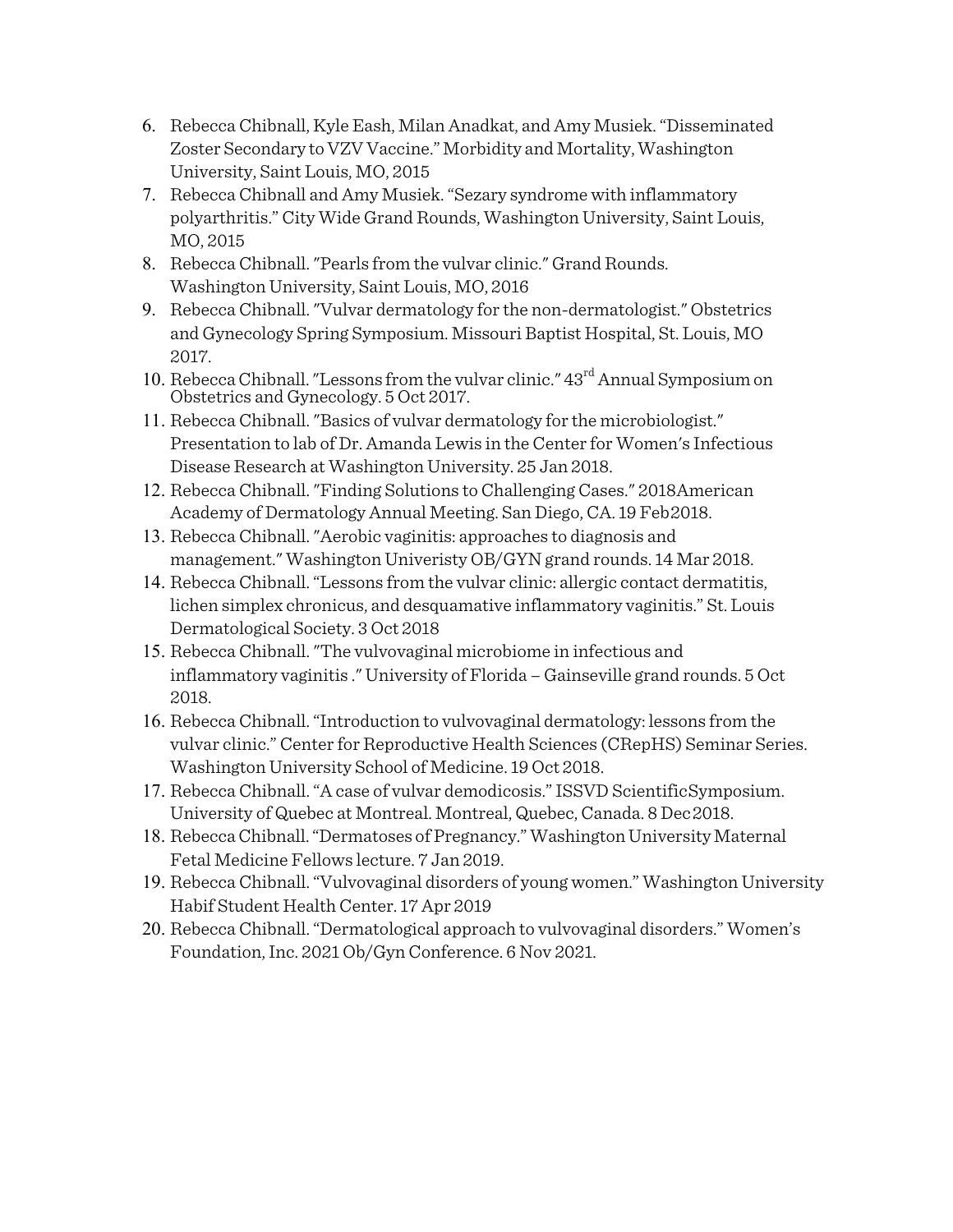6. Rebecca Chibnall, Kyle Eash, Milan Anadkat, and Amy Musiek. "Disseminated Zoster Secondary to VZV Vaccine." Morbidity and Mortality, Washington University, Saint Louis, MO, 2015
7. Rebecca Chibnall and Amy Musiek. "Sezary syndrome with inflammatory polyarthritis." City Wide Grand Rounds, Washington University, Saint Louis, MO, 2015
8. Rebecca Chibnall. "Pearls from the vulvar clinic." Grand Rounds. Washington University, Saint Louis, MO, 2016
9. Rebecca Chibnall. "Vulvar dermatology for the non-dermatologist." Obstetrics and Gynecology Spring Symposium. Missouri Baptist Hospital, St. Louis, MO 2017.
10. Rebecca Chibnall. "Lessons from the vulvar clinic." 43rd Annual Symposium on Obstetrics and Gynecology. 5 Oct 2017.
11. Rebecca Chibnall. "Basics of vulvar dermatology for the microbiologist." Presentation to lab of Dr. Amanda Lewis in the Center for Women's Infectious Disease Research at Washington University. 25 Jan 2018.
12. Rebecca Chibnall. "Finding Solutions to Challenging Cases." 2018American Academy of Dermatology Annual Meeting. San Diego, CA. 19 Feb2018.
13. Rebecca Chibnall. "Aerobic vaginitis: approaches to diagnosis and management." Washington Univeristy OB/GYN grand rounds. 14 Mar 2018.
14. Rebecca Chibnall. "Lessons from the vulvar clinic: allergic contact dermatitis, lichen simplex chronicus, and desquamative inflammatory vaginitis." St. Louis Dermatological Society. 3 Oct 2018
15. Rebecca Chibnall. "The vulvovaginal microbiome in infectious and inflammatory vaginitis ." University of Florida – Gainseville grand rounds. 5 Oct 2018.
16. Rebecca Chibnall. "Introduction to vulvovaginal dermatology: lessons from the vulvar clinic." Center for Reproductive Health Sciences (CRepHS) Seminar Series. Washington University School of Medicine. 19 Oct 2018.
17. Rebecca Chibnall. "A case of vulvar demodicosis." ISSVD ScientificSymposium. University of Quebec at Montreal. Montreal, Quebec, Canada. 8 Dec2018.
18. Rebecca Chibnall. "Dermatoses of Pregnancy." Washington University Maternal Fetal Medicine Fellows lecture. 7 Jan 2019.
19. Rebecca Chibnall. "Vulvovaginal disorders of young women." Washington University Habif Student Health Center. 17 Apr 2019
20. Rebecca Chibnall. "Dermatological approach to vulvovaginal disorders." Women's Foundation, Inc. 2021 Ob/Gyn Conference. 6 Nov 2021.